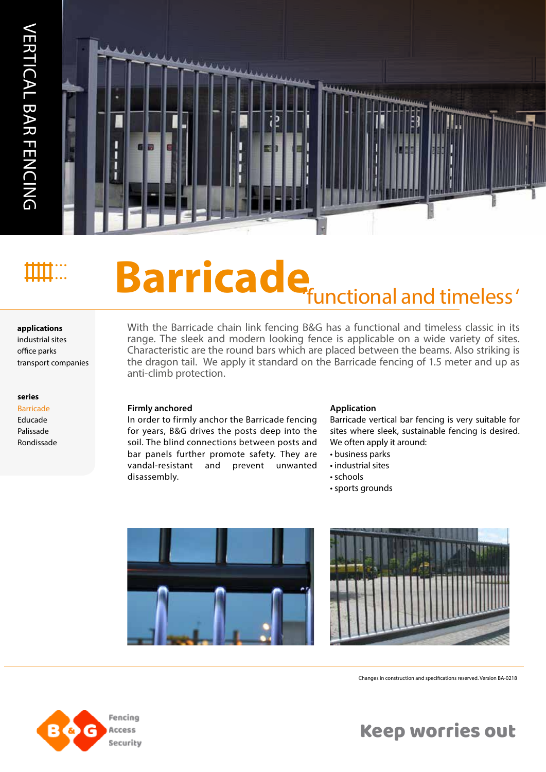VERTICAL BAR FENCING

# Barricade 'functional and timeless'

**applications**
industrial sites
office parks
transport companies

**series**
Barricade
Educade
Palissade
Rondissade

With the Barricade chain link fencing B&G has a functional and timeless classic in its range. The sleek and modern looking fence is applicable on a wide variety of sites. Characteristic are the round bars which are placed between the beams. Also striking is the dragon tail. We apply it standard on the Barricade fencing of 1.5 meter and up as anti-climb protection.

**Firmly anchored**
In order to firmly anchor the Barricade fencing for years, B&G drives the posts deep into the soil. The blind connections between posts and bar panels further promote safety. They are vandal-resistant and prevent unwanted disassembly.

**Application**
Barricade vertical bar fencing is very suitable for sites where sleek, sustainable fencing is desired. We often apply it around:

- business parks
- industrial sites
- schools
- sports grounds

Changes in construction and specifications reserved. Version BA-0218

B&G Fencing Access Security

Keep worries out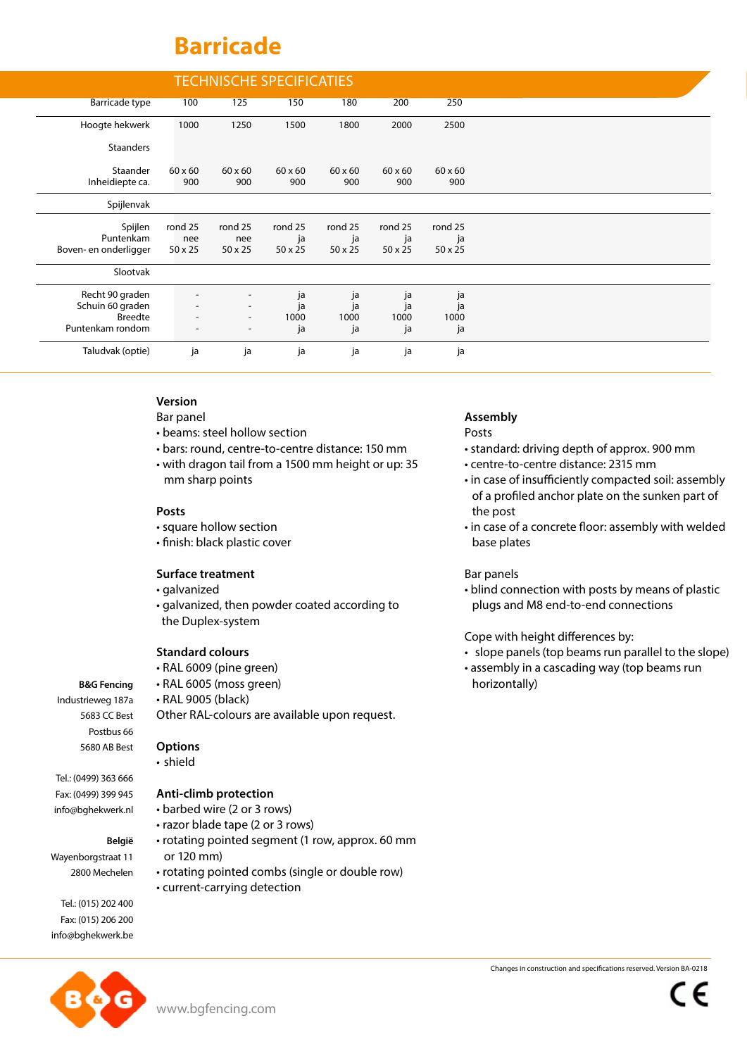# Barricade

## TECHNISCHE SPECIFICATIES

| Barricade type | 100 | 125 | 150 | 180 | 200 | 250 |
|---|---|---|---|---|---|---|
| Hoogte hekwerk | 1000 | 1250 | 1500 | 1800 | 2000 | 2500 |
| **Staanders** | | | | | | |
| Staander | 60 x 60 | 60 x 60 | 60 x 60 | 60 x 60 | 60 x 60 | 60 x 60 |
| Inheidiepte ca. | 900 | 900 | 900 | 900 | 900 | 900 |
| **Spijlenvak** | | | | | | |
| Spijlen | rond 25 | rond 25 | rond 25 | rond 25 | rond 25 | rond 25 |
| Puntenkam | nee | nee | ja | ja | ja | ja |
| Boven- en onderligger | 50 x 25 | 50 x 25 | 50 x 25 | 50 x 25 | 50 x 25 | 50 x 25 |
| **Slootvak** | | | | | | |
| Recht 90 graden | - | - | ja | ja | ja | ja |
| Schuin 60 graden | - | - | ja | ja | ja | ja |
| Breedte | - | - | 1000 | 1000 | 1000 | 1000 |
| Puntenkam rondom | - | - | ja | ja | ja | ja |
| Taludvak (optie) | ja | ja | ja | ja | ja | ja |

### Version

Bar panel

- beams: steel hollow section
- bars: round, centre-to-centre distance: 150 mm
- with dragon tail from a 1500 mm height or up: 35 mm sharp points

### Posts

- square hollow section
- finish: black plastic cover

### Surface treatment

- galvanized
- galvanized, then powder coated according to the Duplex-system

### Standard colours

- RAL 6009 (pine green)
- RAL 6005 (moss green)
- RAL 9005 (black)

Other RAL-colours are available upon request.

### Options

- shield

### Anti-climb protection

- barbed wire (2 or 3 rows)
- razor blade tape (2 or 3 rows)
- rotating pointed segment (1 row, approx. 60 mm or 120 mm)
- rotating pointed combs (single or double row)
- current-carrying detection

### Assembly

Posts

- standard: driving depth of approx. 900 mm
- centre-to-centre distance: 2315 mm
- in case of insufficiently compacted soil: assembly of a profiled anchor plate on the sunken part of the post
- in case of a concrete floor: assembly with welded base plates

Bar panels

- blind connection with posts by means of plastic plugs and M8 end-to-end connections

Cope with height differences by:

- slope panels (top beams run parallel to the slope)
- assembly in a cascading way (top beams run horizontally)

**B&G Fencing**
Industrieweg 187a
5683 CC Best
Postbus 66
5680 AB Best

Tel.: (0499) 363 666
Fax: (0499) 399 945
info@bghekwerk.nl

**België**
Wayenborgstraat 11
2800 Mechelen

Tel.: (015) 202 400
Fax: (015) 206 200
info@bghekwerk.be

Changes in construction and specifications reserved. Version BA-0218

www.bgfencing.com